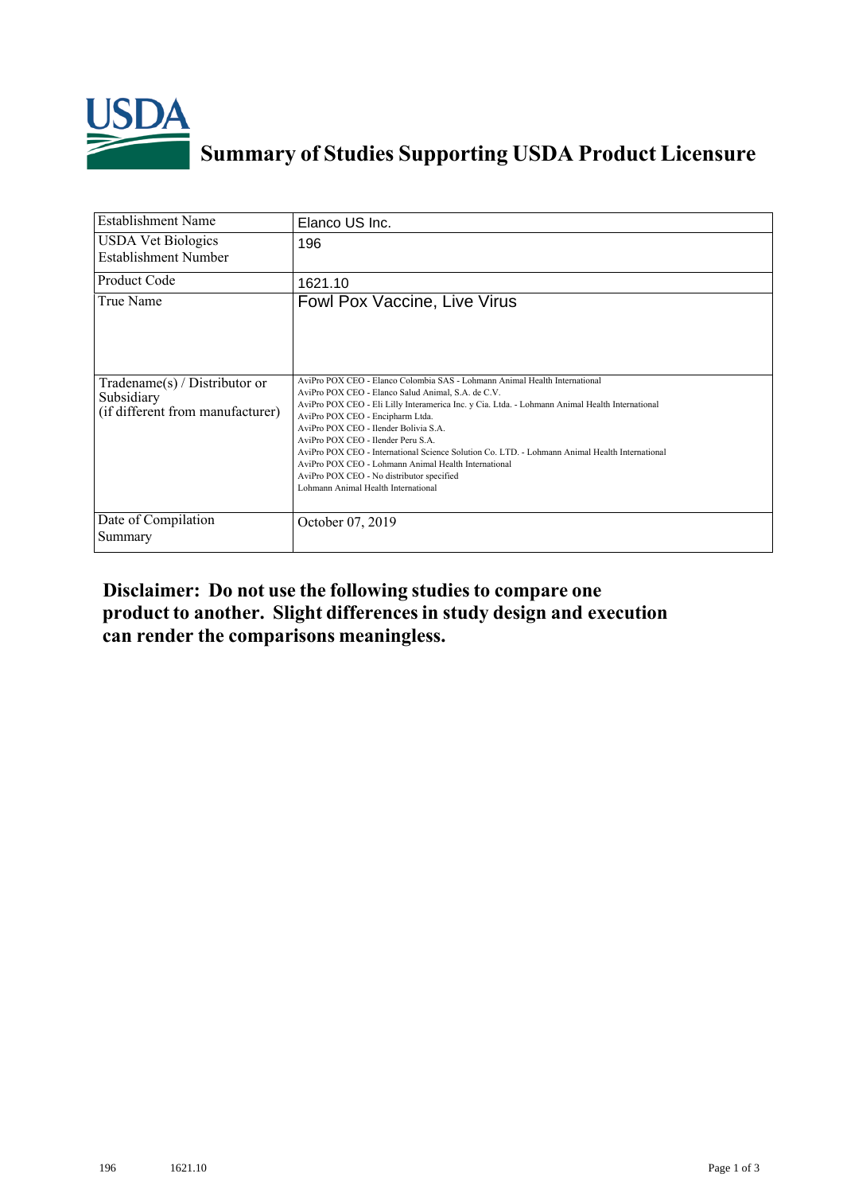# Summary of Studies Supporting USDA Product Licensure

| Establishment Name | Elanco US Inc. |
|---|---|
| USDA Vet Biologics Establishment Number | 196 |
| Product Code | 1621.10 |
| True Name | Fowl Pox Vaccine, Live Virus |
| Tradename(s) / Distributor or Subsidiary (if different from manufacturer) | AviPro POX CEO - Elanco Colombia SAS - Lohmann Animal Health International<br>AviPro POX CEO - Elanco Salud Animal, S.A. de C.V.<br>AviPro POX CEO - Eli Lilly Interamerica Inc. y Cia. Ltda. - Lohmann Animal Health International<br>AviPro POX CEO - Encipharm Ltda.<br>AviPro POX CEO - Ilender Bolivia S.A.<br>AviPro POX CEO - Ilender Peru S.A.<br>AviPro POX CEO - International Science Solution Co. LTD. - Lohmann Animal Health International<br>AviPro POX CEO - Lohmann Animal Health International<br>AviPro POX CEO - No distributor specified<br>Lohmann Animal Health International |
| Date of Compilation Summary | October 07, 2019 |

**Disclaimer: Do not use the following studies to compare one product to another. Slight differences in study design and execution can render the comparisons meaningless.**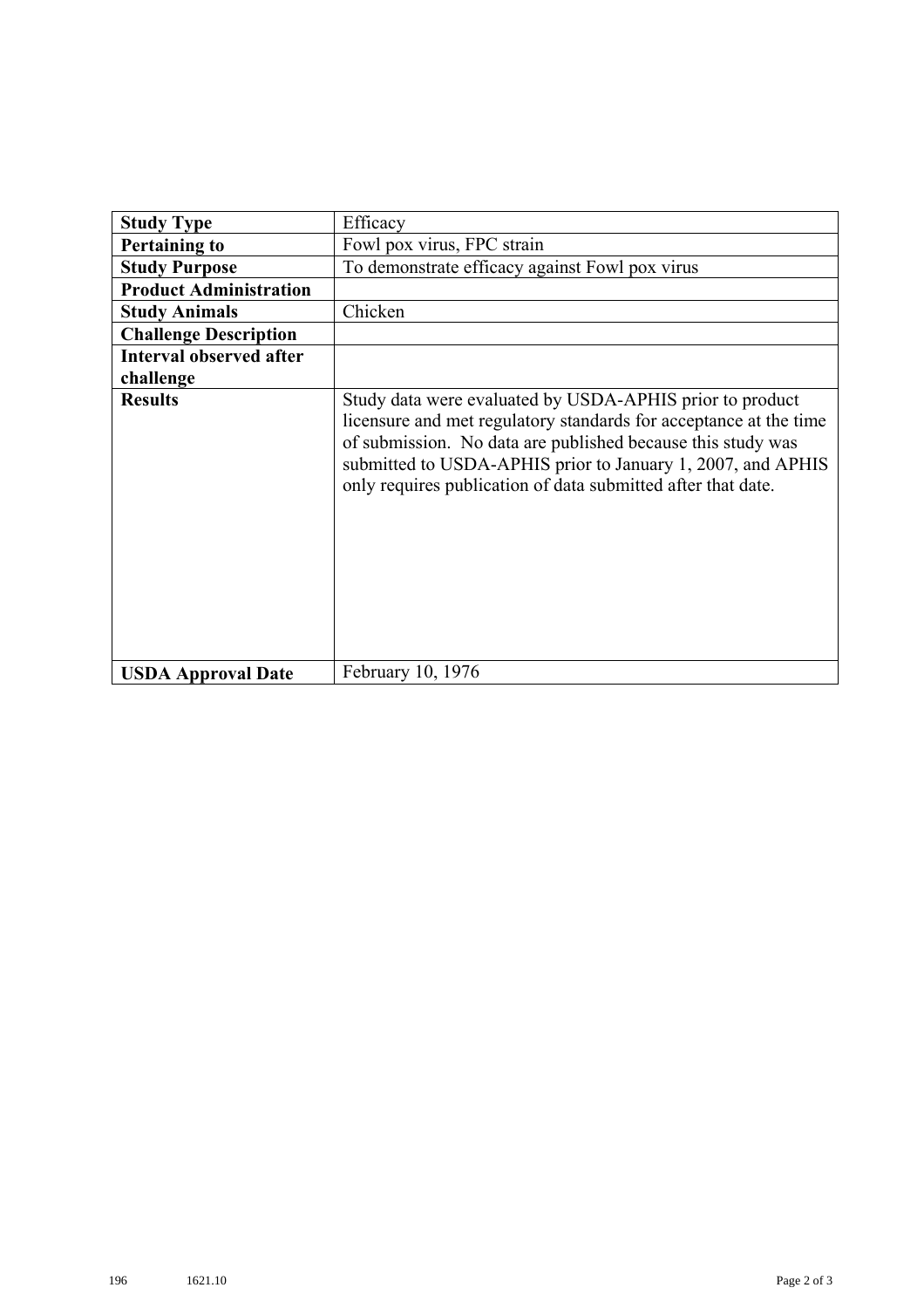| Study Type | Efficacy |
|---|---|
| **Pertaining to** | Fowl pox virus, FPC strain |
| **Study Purpose** | To demonstrate efficacy against Fowl pox virus |
| **Product Administration** | |
| **Study Animals** | Chicken |
| **Challenge Description** | |
| **Interval observed after challenge** | |
| **Results** | Study data were evaluated by USDA-APHIS prior to product licensure and met regulatory standards for acceptance at the time of submission. No data are published because this study was submitted to USDA-APHIS prior to January 1, 2007, and APHIS only requires publication of data submitted after that date. |
| **USDA Approval Date** | February 10, 1976 |

196 1621.10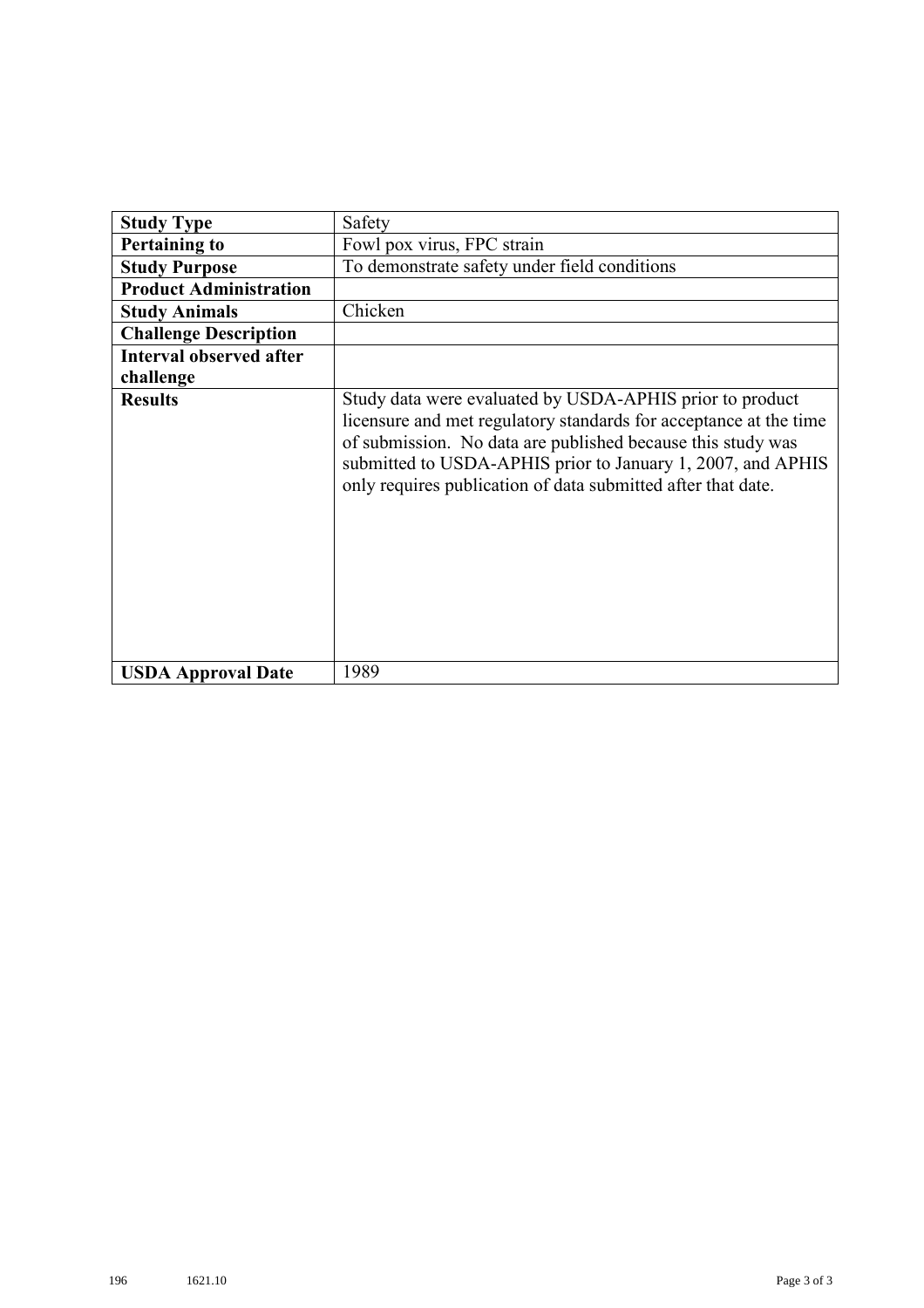| | |
|---|---|
| **Study Type** | Safety |
| **Pertaining to** | Fowl pox virus, FPC strain |
| **Study Purpose** | To demonstrate safety under field conditions |
| **Product Administration** | |
| **Study Animals** | Chicken |
| **Challenge Description** | |
| **Interval observed after challenge** | |
| **Results** | Study data were evaluated by USDA-APHIS prior to product licensure and met regulatory standards for acceptance at the time of submission. No data are published because this study was submitted to USDA-APHIS prior to January 1, 2007, and APHIS only requires publication of data submitted after that date. |
| **USDA Approval Date** | 1989 |

196 1621.10